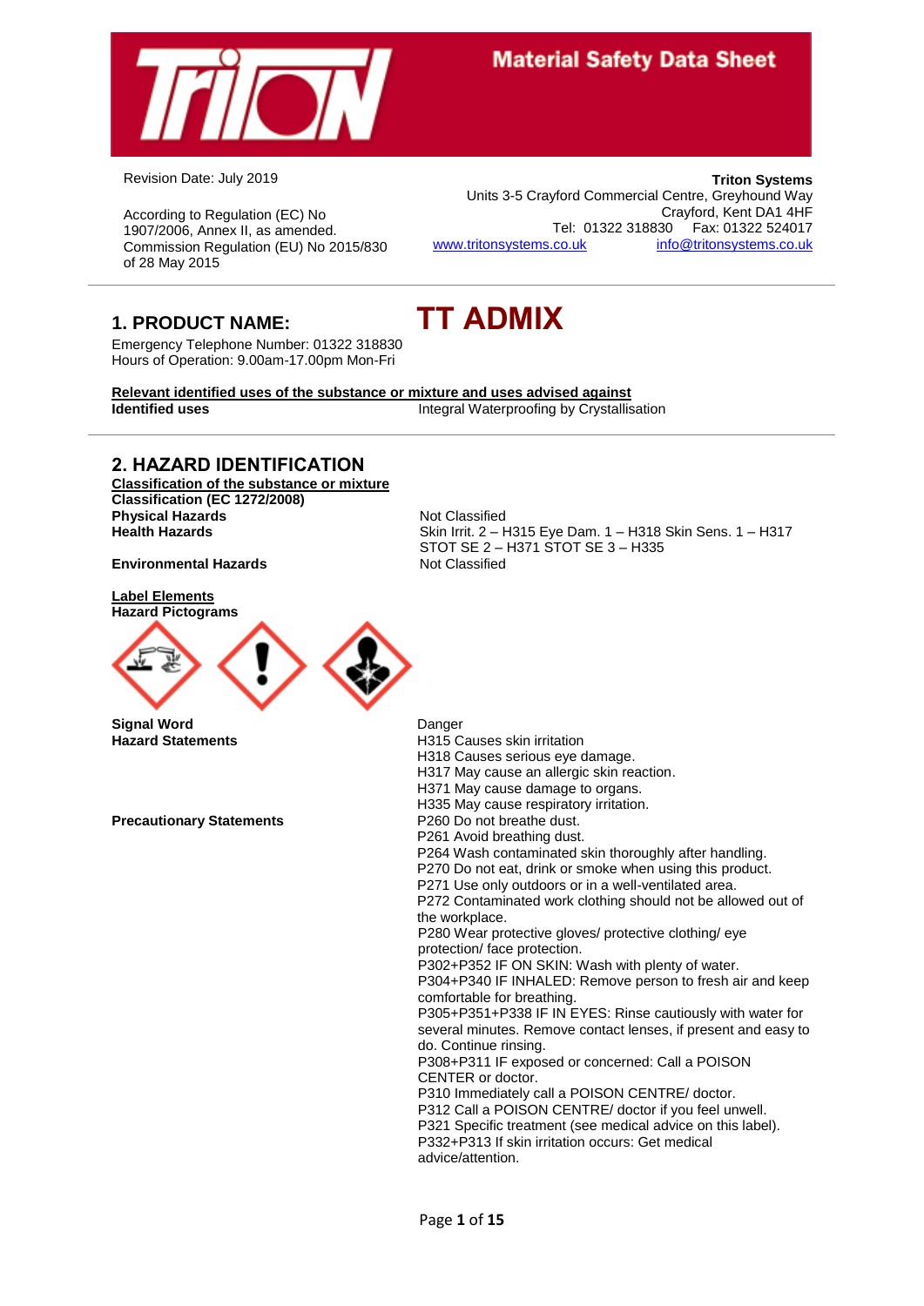# Material Safety Data Sheet

Revision Date: July 2019

According to Regulation (EC) No 1907/2006, Annex II, as amended. Commission Regulation (EU) No 2015/830 of 28 May 2015

**Triton Systems**
Units 3-5 Crayford Commercial Centre, Greyhound Way
Crayford, Kent DA1 4HF
Tel: 01322 318830 Fax: 01322 524017
www.tritonsystems.co.uk info@tritonsystems.co.uk

## 1. PRODUCT NAME: TT ADMIX

Emergency Telephone Number: 01322 318830
Hours of Operation: 9.00am-17.00pm Mon-Fri

**Relevant identified uses of the substance or mixture and uses advised against**

**Identified uses** Integral Waterproofing by Crystallisation

## 2. HAZARD IDENTIFICATION

**Classification of the substance or mixture**

**Classification (EC 1272/2008)**

| | |
|---|---|
| **Physical Hazards** | Not Classified |
| **Health Hazards** | Skin Irrit. 2 – H315 Eye Dam. 1 – H318 Skin Sens. 1 – H317 STOT SE 2 – H371 STOT SE 3 – H335 |
| **Environmental Hazards** | Not Classified |

**Label Elements**

**Hazard Pictograms**

**Signal Word** Danger

**Hazard Statements**

H315 Causes skin irritation
H318 Causes serious eye damage.
H317 May cause an allergic skin reaction.
H371 May cause damage to organs.
H335 May cause respiratory irritation.

**Precautionary Statements**

P260 Do not breathe dust.
P261 Avoid breathing dust.
P264 Wash contaminated skin thoroughly after handling.
P270 Do not eat, drink or smoke when using this product.
P271 Use only outdoors or in a well-ventilated area.
P272 Contaminated work clothing should not be allowed out of the workplace.
P280 Wear protective gloves/ protective clothing/ eye protection/ face protection.
P302+P352 IF ON SKIN: Wash with plenty of water.
P304+P340 IF INHALED: Remove person to fresh air and keep comfortable for breathing.
P305+P351+P338 IF IN EYES: Rinse cautiously with water for several minutes. Remove contact lenses, if present and easy to do. Continue rinsing.
P308+P311 IF exposed or concerned: Call a POISON CENTER or doctor.
P310 Immediately call a POISON CENTRE/ doctor.
P312 Call a POISON CENTRE/ doctor if you feel unwell.
P321 Specific treatment (see medical advice on this label).
P332+P313 If skin irritation occurs: Get medical advice/attention.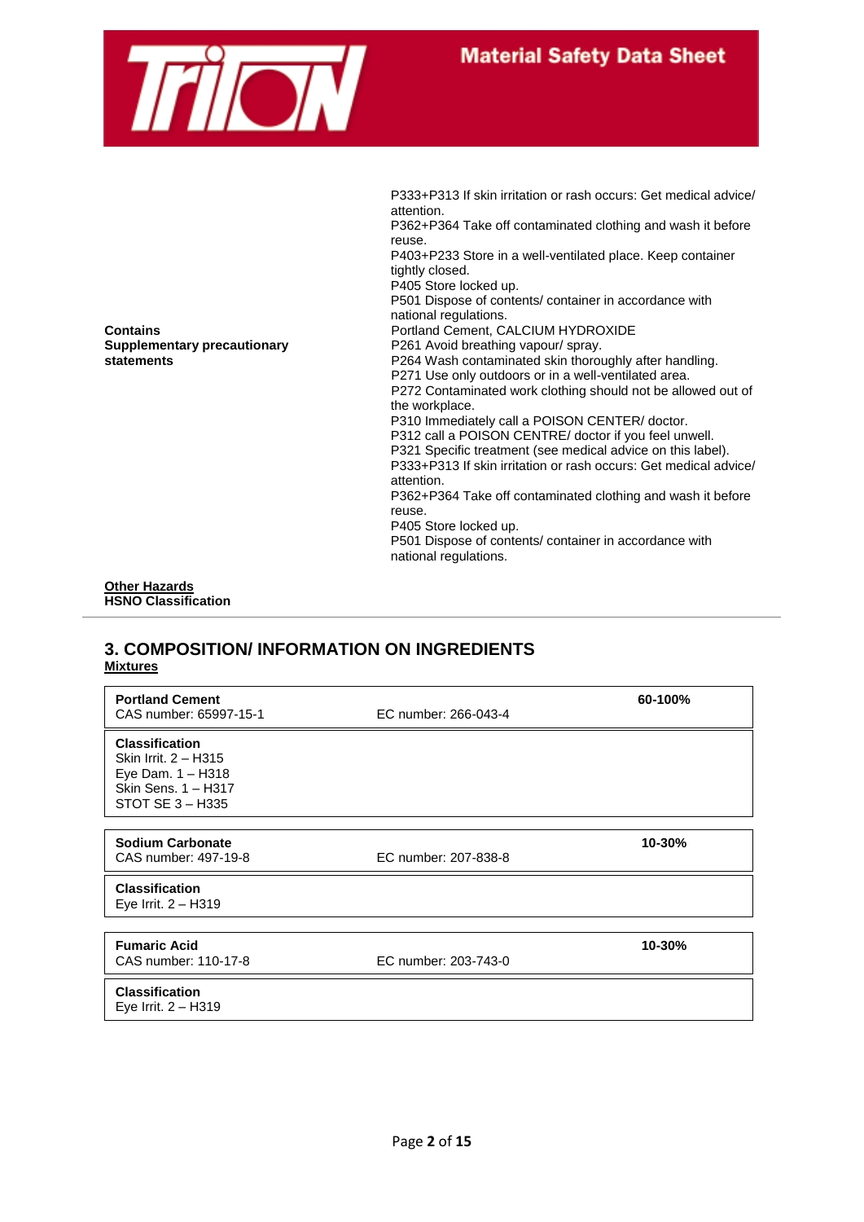P333+P313 If skin irritation or rash occurs: Get medical advice/ attention.
P362+P364 Take off contaminated clothing and wash it before reuse.
P403+P233 Store in a well-ventilated place. Keep container tightly closed.
P405 Store locked up.
P501 Dispose of contents/ container in accordance with national regulations.

**Contains**
Portland Cement, CALCIUM HYDROXIDE

**Supplementary precautionary statements**
P261 Avoid breathing vapour/ spray.
P264 Wash contaminated skin thoroughly after handling.
P271 Use only outdoors or in a well-ventilated area.
P272 Contaminated work clothing should not be allowed out of the workplace.
P310 Immediately call a POISON CENTER/ doctor.
P312 call a POISON CENTRE/ doctor if you feel unwell.
P321 Specific treatment (see medical advice on this label).
P333+P313 If skin irritation or rash occurs: Get medical advice/ attention.
P362+P364 Take off contaminated clothing and wash it before reuse.
P405 Store locked up.
P501 Dispose of contents/ container in accordance with national regulations.

**Other Hazards**
**HSNO Classification**

## 3. COMPOSITION/ INFORMATION ON INGREDIENTS

**Mixtures**

| **Portland Cement** CAS number: 65997-15-1 | EC number: 266-043-4 | **60-100%** |
|---|---|---|
| **Classification** Skin Irrit. 2 – H315 Eye Dam. 1 – H318 Skin Sens. 1 – H317 STOT SE 3 – H335 | | |

| **Sodium Carbonate** CAS number: 497-19-8 | EC number: 207-838-8 | **10-30%** |
|---|---|---|
| **Classification** Eye Irrit. 2 – H319 | | |

| **Fumaric Acid** CAS number: 110-17-8 | EC number: 203-743-0 | **10-30%** |
|---|---|---|
| **Classification** Eye Irrit. 2 – H319 | | |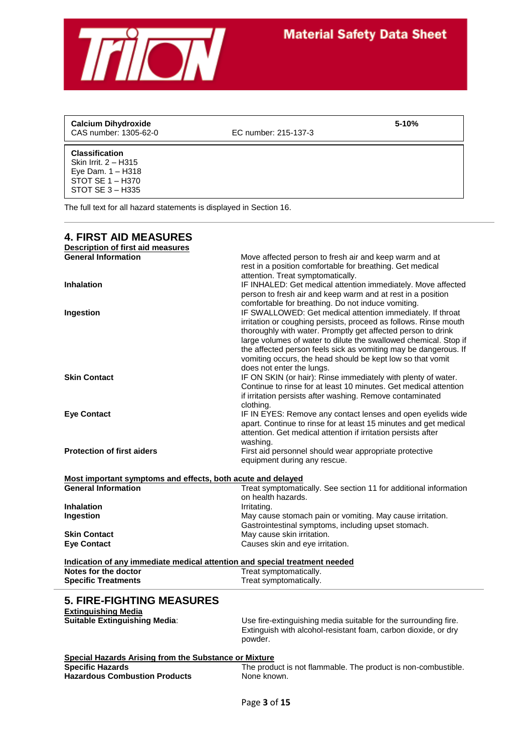| **Calcium Dihydroxide** | | **5-10%** |
|---|---|---|
| CAS number: 1305-62-0 | EC number: 215-137-3 | |

**Classification**
Skin Irrit. 2 – H315
Eye Dam. 1 – H318
STOT SE 1 – H370
STOT SE 3 – H335

The full text for all hazard statements is displayed in Section 16.

## 4. FIRST AID MEASURES

### Description of first aid measures

| | |
|---|---|
| **General Information** | Move affected person to fresh air and keep warm and at rest in a position comfortable for breathing. Get medical attention. Treat symptomatically. |
| **Inhalation** | IF INHALED: Get medical attention immediately. Move affected person to fresh air and keep warm and at rest in a position comfortable for breathing. Do not induce vomiting. |
| **Ingestion** | IF SWALLOWED: Get medical attention immediately. If throat irritation or coughing persists, proceed as follows. Rinse mouth thoroughly with water. Promptly get affected person to drink large volumes of water to dilute the swallowed chemical. Stop if the affected person feels sick as vomiting may be dangerous. If vomiting occurs, the head should be kept low so that vomit does not enter the lungs. |
| **Skin Contact** | IF ON SKIN (or hair): Rinse immediately with plenty of water. Continue to rinse for at least 10 minutes. Get medical attention if irritation persists after washing. Remove contaminated clothing. |
| **Eye Contact** | IF IN EYES: Remove any contact lenses and open eyelids wide apart. Continue to rinse for at least 15 minutes and get medical attention. Get medical attention if irritation persists after washing. |
| **Protection of first aiders** | First aid personnel should wear appropriate protective equipment during any rescue. |

### Most important symptoms and effects, both acute and delayed

| | |
|---|---|
| **General Information** | Treat symptomatically. See section 11 for additional information on health hazards. |
| **Inhalation** | Irritating. |
| **Ingestion** | May cause stomach pain or vomiting. May cause irritation. Gastrointestinal symptoms, including upset stomach. |
| **Skin Contact** | May cause skin irritation. |
| **Eye Contact** | Causes skin and eye irritation. |

### Indication of any immediate medical attention and special treatment needed

| | |
|---|---|
| **Notes for the doctor** | Treat symptomatically. |
| **Specific Treatments** | Treat symptomatically. |

## 5. FIRE-FIGHTING MEASURES

### Extinguishing Media

| | |
|---|---|
| **Suitable Extinguishing Media**: | Use fire-extinguishing media suitable for the surrounding fire. Extinguish with alcohol-resistant foam, carbon dioxide, or dry powder. |

### Special Hazards Arising from the Substance or Mixture

| | |
|---|---|
| **Specific Hazards** | The product is not flammable. The product is non-combustible. |
| **Hazardous Combustion Products** | None known. |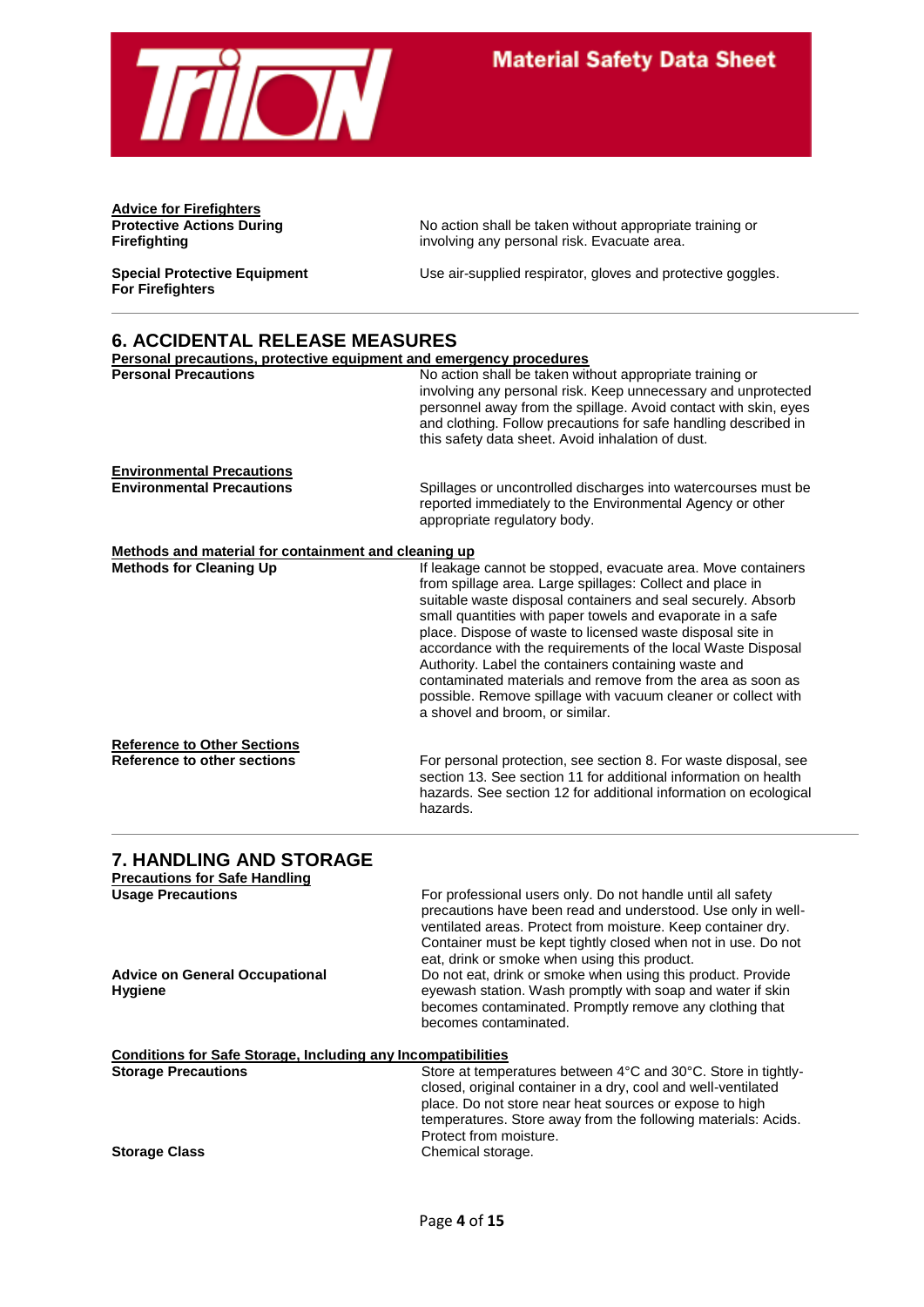**Advice for Firefighters**

| | |
|---|---|
| **Protective Actions During Firefighting** | No action shall be taken without appropriate training or involving any personal risk. Evacuate area. |
| **Special Protective Equipment For Firefighters** | Use air-supplied respirator, gloves and protective goggles. |

## 6. ACCIDENTAL RELEASE MEASURES

**Personal precautions, protective equipment and emergency procedures**

| | |
|---|---|
| **Personal Precautions** | No action shall be taken without appropriate training or involving any personal risk. Keep unnecessary and unprotected personnel away from the spillage. Avoid contact with skin, eyes and clothing. Follow precautions for safe handling described in this safety data sheet. Avoid inhalation of dust. |

**Environmental Precautions**

| | |
|---|---|
| **Environmental Precautions** | Spillages or uncontrolled discharges into watercourses must be reported immediately to the Environmental Agency or other appropriate regulatory body. |

**Methods and material for containment and cleaning up**

| | |
|---|---|
| **Methods for Cleaning Up** | If leakage cannot be stopped, evacuate area. Move containers from spillage area. Large spillages: Collect and place in suitable waste disposal containers and seal securely. Absorb small quantities with paper towels and evaporate in a safe place. Dispose of waste to licensed waste disposal site in accordance with the requirements of the local Waste Disposal Authority. Label the containers containing waste and contaminated materials and remove from the area as soon as possible. Remove spillage with vacuum cleaner or collect with a shovel and broom, or similar. |

**Reference to Other Sections**

| | |
|---|---|
| **Reference to other sections** | For personal protection, see section 8. For waste disposal, see section 13. See section 11 for additional information on health hazards. See section 12 for additional information on ecological hazards. |

## 7. HANDLING AND STORAGE

**Precautions for Safe Handling**

| | |
|---|---|
| **Usage Precautions** | For professional users only. Do not handle until all safety precautions have been read and understood. Use only in well-ventilated areas. Protect from moisture. Keep container dry. Container must be kept tightly closed when not in use. Do not eat, drink or smoke when using this product. |
| **Advice on General Occupational Hygiene** | Do not eat, drink or smoke when using this product. Provide eyewash station. Wash promptly with soap and water if skin becomes contaminated. Promptly remove any clothing that becomes contaminated. |

**Conditions for Safe Storage, Including any Incompatibilities**

| | |
|---|---|
| **Storage Precautions** | Store at temperatures between 4°C and 30°C. Store in tightly-closed, original container in a dry, cool and well-ventilated place. Do not store near heat sources or expose to high temperatures. Store away from the following materials: Acids. Protect from moisture. |
| **Storage Class** | Chemical storage. |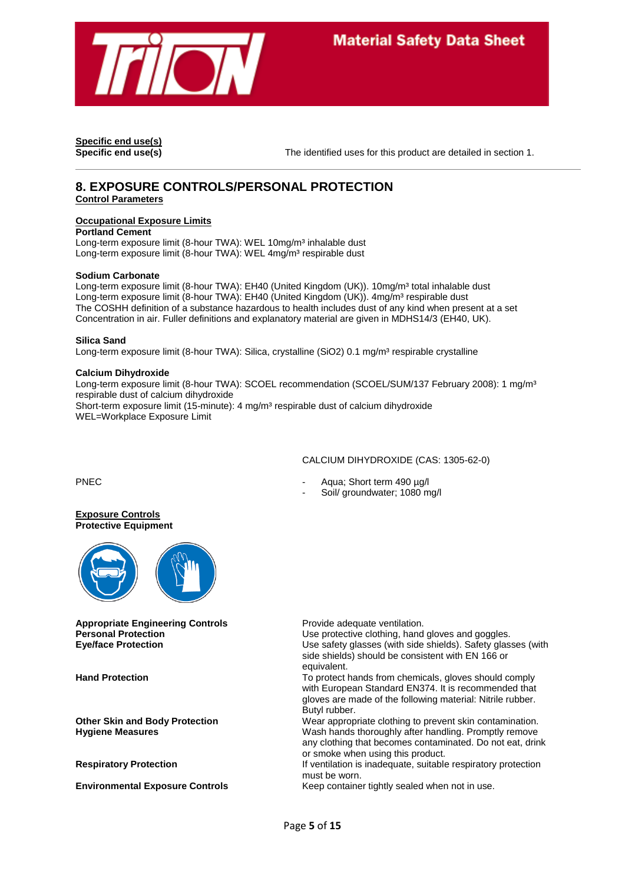**Specific end use(s)**

| | |
|---|---|
| **Specific end use(s)** | The identified uses for this product are detailed in section 1. |

## 8. EXPOSURE CONTROLS/PERSONAL PROTECTION

**Control Parameters**

**Occupational Exposure Limits**

**Portland Cement**
Long-term exposure limit (8-hour TWA): WEL 10mg/m³ inhalable dust
Long-term exposure limit (8-hour TWA): WEL 4mg/m³ respirable dust

**Sodium Carbonate**
Long-term exposure limit (8-hour TWA): EH40 (United Kingdom (UK)). 10mg/m³ total inhalable dust
Long-term exposure limit (8-hour TWA): EH40 (United Kingdom (UK)). 4mg/m³ respirable dust
The COSHH definition of a substance hazardous to health includes dust of any kind when present at a set Concentration in air. Fuller definitions and explanatory material are given in MDHS14/3 (EH40, UK).

**Silica Sand**
Long-term exposure limit (8-hour TWA): Silica, crystalline ($SiO_2$) 0.1 mg/m³ respirable crystalline

**Calcium Dihydroxide**
Long-term exposure limit (8-hour TWA): SCOEL recommendation (SCOEL/SUM/137 February 2008): 1 mg/m³ respirable dust of calcium dihydroxide
Short-term exposure limit (15-minute): 4 mg/m³ respirable dust of calcium dihydroxide
WEL=Workplace Exposure Limit

CALCIUM DIHYDROXIDE (CAS: 1305-62-0)

PNEC

- Aqua; Short term 490 µg/l
- Soil/ groundwater; 1080 mg/l

**Exposure Controls**

**Protective Equipment**

| | |
|---|---|
| **Appropriate Engineering Controls** | Provide adequate ventilation. |
| **Personal Protection** | Use protective clothing, hand gloves and goggles. |
| **Eye/face Protection** | Use safety glasses (with side shields). Safety glasses (with side shields) should be consistent with EN 166 or equivalent. |
| **Hand Protection** | To protect hands from chemicals, gloves should comply with European Standard EN374. It is recommended that gloves are made of the following material: Nitrile rubber. Butyl rubber. |
| **Other Skin and Body Protection** | Wear appropriate clothing to prevent skin contamination. |
| **Hygiene Measures** | Wash hands thoroughly after handling. Promptly remove any clothing that becomes contaminated. Do not eat, drink or smoke when using this product. |
| **Respiratory Protection** | If ventilation is inadequate, suitable respiratory protection must be worn. |
| **Environmental Exposure Controls** | Keep container tightly sealed when not in use. |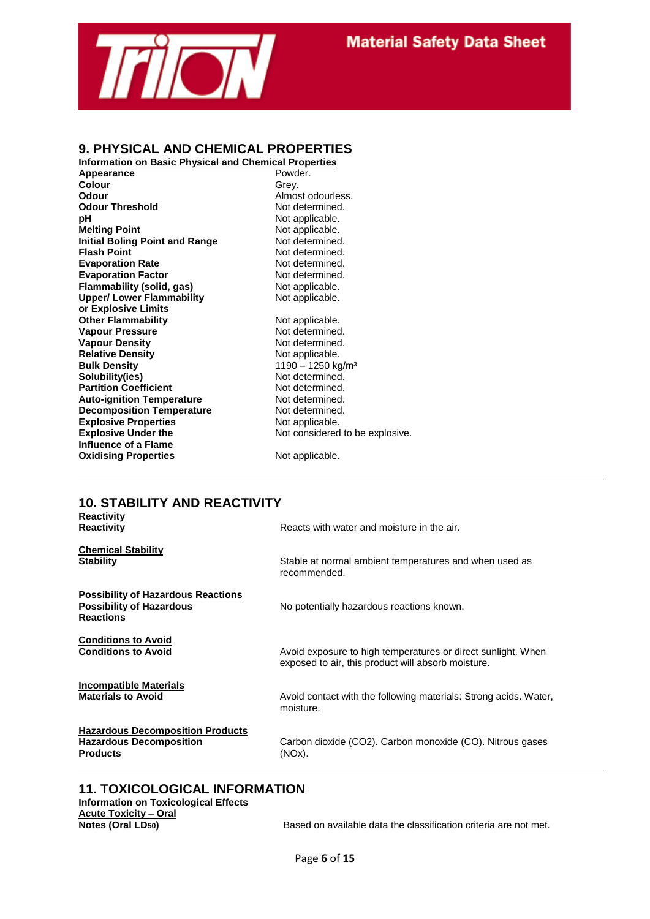## 9. PHYSICAL AND CHEMICAL PROPERTIES

**Information on Basic Physical and Chemical Properties**

| | |
|---|---|
| **Appearance** | Powder. |
| **Colour** | Grey. |
| **Odour** | Almost odourless. |
| **Odour Threshold** | Not determined. |
| **pH** | Not applicable. |
| **Melting Point** | Not applicable. |
| **Initial Boling Point and Range** | Not determined. |
| **Flash Point** | Not determined. |
| **Evaporation Rate** | Not determined. |
| **Evaporation Factor** | Not determined. |
| **Flammability (solid, gas)** | Not applicable. |
| **Upper/ Lower Flammability or Explosive Limits** | Not applicable. |
| **Other Flammability** | Not applicable. |
| **Vapour Pressure** | Not determined. |
| **Vapour Density** | Not determined. |
| **Relative Density** | Not applicable. |
| **Bulk Density** | 1190 – 1250 kg/m³ |
| **Solubility(ies)** | Not determined. |
| **Partition Coefficient** | Not determined. |
| **Auto-ignition Temperature** | Not determined. |
| **Decomposition Temperature** | Not determined. |
| **Explosive Properties** | Not applicable. |
| **Explosive Under the Influence of a Flame** | Not considered to be explosive. |
| **Oxidising Properties** | Not applicable. |

## 10. STABILITY AND REACTIVITY

**Reactivity**

| | |
|---|---|
| **Reactivity** | Reacts with water and moisture in the air. |

**Chemical Stability**

| | |
|---|---|
| **Stability** | Stable at normal ambient temperatures and when used as recommended. |

**Possibility of Hazardous Reactions**

| | |
|---|---|
| **Possibility of Hazardous Reactions** | No potentially hazardous reactions known. |

**Conditions to Avoid**

| | |
|---|---|
| **Conditions to Avoid** | Avoid exposure to high temperatures or direct sunlight. When exposed to air, this product will absorb moisture. |

**Incompatible Materials**

| | |
|---|---|
| **Materials to Avoid** | Avoid contact with the following materials: Strong acids. Water, moisture. |

**Hazardous Decomposition Products**

| | |
|---|---|
| **Hazardous Decomposition Products** | Carbon dioxide ($CO_2$). Carbon monoxide (CO). Nitrous gases ($NO_x$). |

## 11. TOXICOLOGICAL INFORMATION

**Information on Toxicological Effects**

**Acute Toxicity – Oral**

| | |
|---|---|
| **Notes (Oral $LD_{50}$)** | Based on available data the classification criteria are not met. |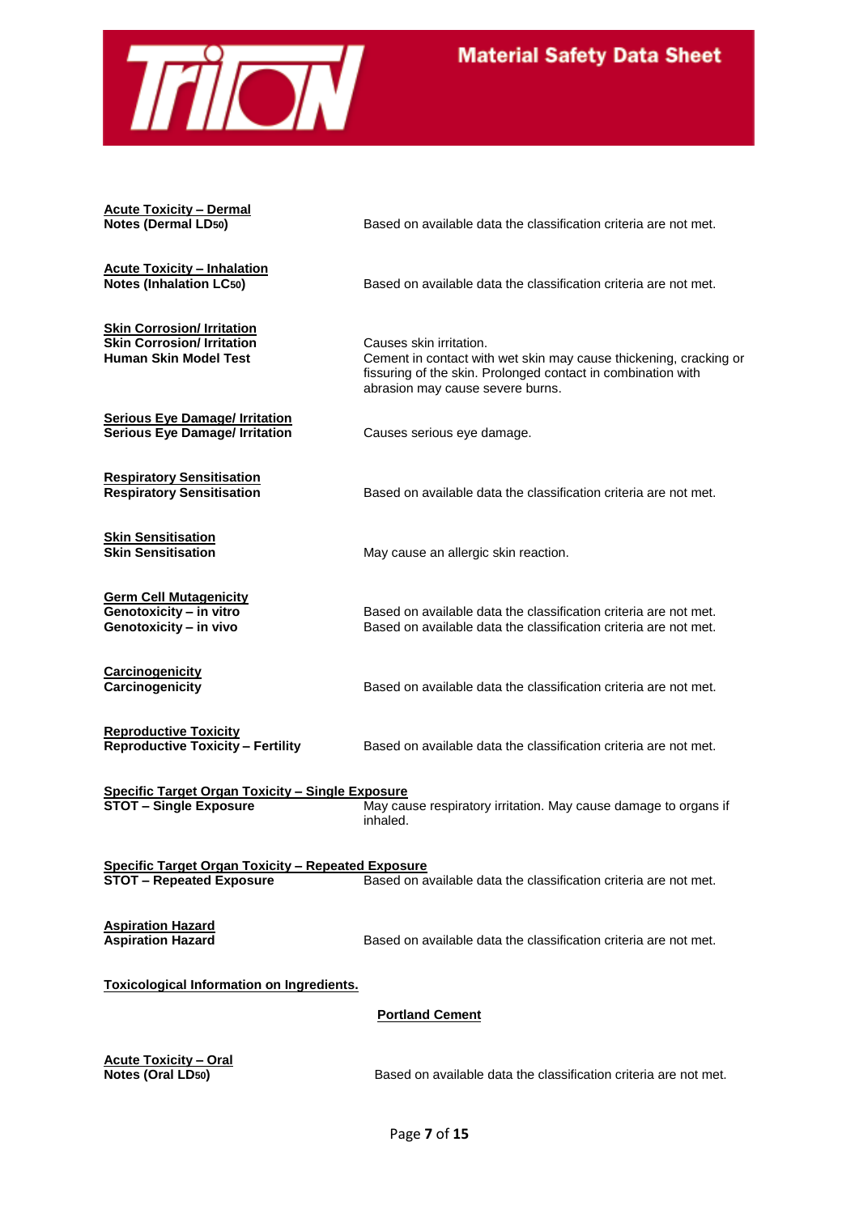**Acute Toxicity – Dermal**

**Notes (Dermal $LD_{50}$)** — Based on available data the classification criteria are not met.

**Acute Toxicity – Inhalation**

**Notes (Inhalation $LC_{50}$)** — Based on available data the classification criteria are not met.

**Skin Corrosion/ Irritation**

**Skin Corrosion/ Irritation** — Causes skin irritation.

**Human Skin Model Test** — Cement in contact with wet skin may cause thickening, cracking or fissuring of the skin. Prolonged contact in combination with abrasion may cause severe burns.

**Serious Eye Damage/ Irritation**

**Serious Eye Damage/ Irritation** — Causes serious eye damage.

**Respiratory Sensitisation**

**Respiratory Sensitisation** — Based on available data the classification criteria are not met.

**Skin Sensitisation**

**Skin Sensitisation** — May cause an allergic skin reaction.

**Germ Cell Mutagenicity**

**Genotoxicity – in vitro** — Based on available data the classification criteria are not met.

**Genotoxicity – in vivo** — Based on available data the classification criteria are not met.

**Carcinogenicity**

**Carcinogenicity** — Based on available data the classification criteria are not met.

**Reproductive Toxicity**

**Reproductive Toxicity – Fertility** — Based on available data the classification criteria are not met.

**Specific Target Organ Toxicity – Single Exposure**

**STOT – Single Exposure** — May cause respiratory irritation. May cause damage to organs if inhaled.

**Specific Target Organ Toxicity – Repeated Exposure**

**STOT – Repeated Exposure** — Based on available data the classification criteria are not met.

**Aspiration Hazard**

**Aspiration Hazard** — Based on available data the classification criteria are not met.

**Toxicological Information on Ingredients.**

**Portland Cement**

**Acute Toxicity – Oral**

**Notes (Oral $LD_{50}$)** — Based on available data the classification criteria are not met.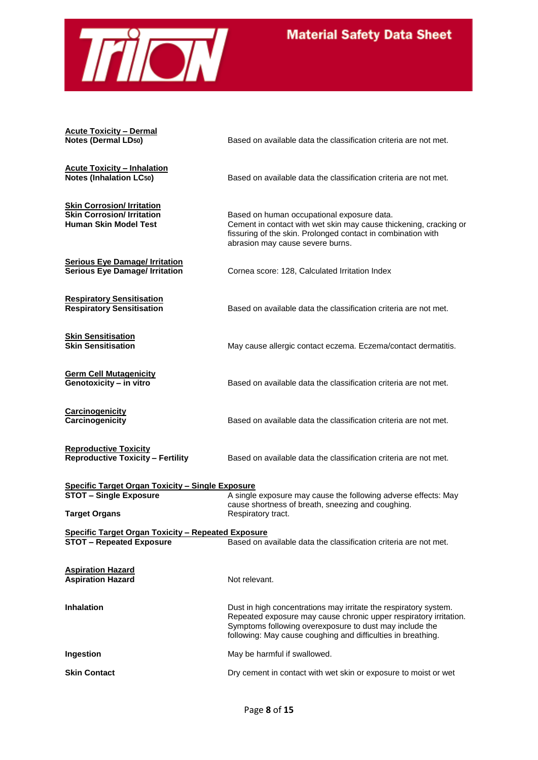**Acute Toxicity – Dermal**

| | |
|---|---|
| **Notes (Dermal $LD_{50}$)** | Based on available data the classification criteria are not met. |

**Acute Toxicity – Inhalation**

| | |
|---|---|
| **Notes (Inhalation $LC_{50}$)** | Based on available data the classification criteria are not met. |

**Skin Corrosion/ Irritation**

| | |
|---|---|
| **Skin Corrosion/ Irritation Human Skin Model Test** | Based on human occupational exposure data. Cement in contact with wet skin may cause thickening, cracking or fissuring of the skin. Prolonged contact in combination with abrasion may cause severe burns. |

**Serious Eye Damage/ Irritation**

| | |
|---|---|
| **Serious Eye Damage/ Irritation** | Cornea score: 128, Calculated Irritation Index |

**Respiratory Sensitisation**

| | |
|---|---|
| **Respiratory Sensitisation** | Based on available data the classification criteria are not met. |

**Skin Sensitisation**

| | |
|---|---|
| **Skin Sensitisation** | May cause allergic contact eczema. Eczema/contact dermatitis. |

**Germ Cell Mutagenicity**

| | |
|---|---|
| **Genotoxicity – in vitro** | Based on available data the classification criteria are not met. |

**Carcinogenicity**

| | |
|---|---|
| **Carcinogenicity** | Based on available data the classification criteria are not met. |

**Reproductive Toxicity**

| | |
|---|---|
| **Reproductive Toxicity – Fertility** | Based on available data the classification criteria are not met. |

**Specific Target Organ Toxicity – Single Exposure**

| | |
|---|---|
| **STOT – Single Exposure** | A single exposure may cause the following adverse effects: May cause shortness of breath, sneezing and coughing. |
| **Target Organs** | Respiratory tract. |

**Specific Target Organ Toxicity – Repeated Exposure**

| | |
|---|---|
| **STOT – Repeated Exposure** | Based on available data the classification criteria are not met. |

**Aspiration Hazard**

| | |
|---|---|
| **Aspiration Hazard** | Not relevant. |
| **Inhalation** | Dust in high concentrations may irritate the respiratory system. Repeated exposure may cause chronic upper respiratory irritation. Symptoms following overexposure to dust may include the following: May cause coughing and difficulties in breathing. |
| **Ingestion** | May be harmful if swallowed. |
| **Skin Contact** | Dry cement in contact with wet skin or exposure to moist or wet |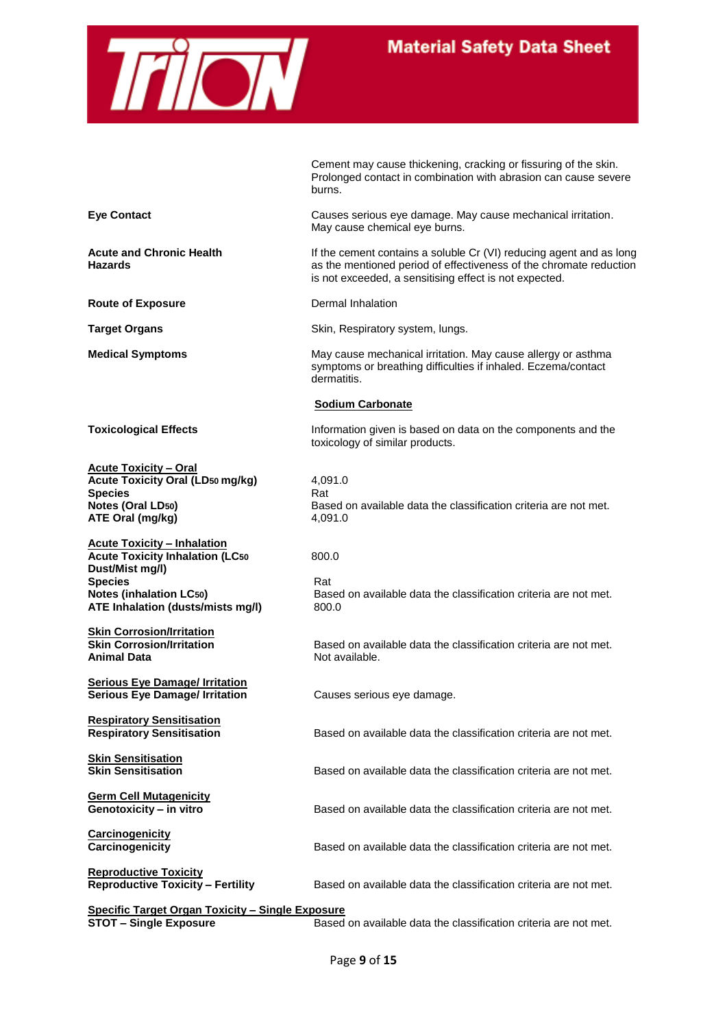| | |
|---|---|
| | Cement may cause thickening, cracking or fissuring of the skin. Prolonged contact in combination with abrasion can cause severe burns. |
| **Eye Contact** | Causes serious eye damage. May cause mechanical irritation. May cause chemical eye burns. |
| **Acute and Chronic Health Hazards** | If the cement contains a soluble Cr (VI) reducing agent and as long as the mentioned period of effectiveness of the chromate reduction is not exceeded, a sensitising effect is not expected. |
| **Route of Exposure** | Dermal Inhalation |
| **Target Organs** | Skin, Respiratory system, lungs. |
| **Medical Symptoms** | May cause mechanical irritation. May cause allergy or asthma symptoms or breathing difficulties if inhaled. Eczema/contact dermatitis. |

**Sodium Carbonate**

| | |
|---|---|
| **Toxicological Effects** | Information given is based on data on the components and the toxicology of similar products. |

**Acute Toxicity – Oral**

| | |
|---|---|
| **Acute Toxicity Oral ($LD_{50}$ mg/kg)** | 4,091.0 |
| **Species** | Rat |
| **Notes (Oral $LD_{50}$)** | Based on available data the classification criteria are not met. |
| **ATE Oral (mg/kg)** | 4,091.0 |

**Acute Toxicity – Inhalation**

| | |
|---|---|
| **Acute Toxicity Inhalation ($LC_{50}$ Dust/Mist mg/l)** | 800.0 |
| **Species** | Rat |
| **Notes (inhalation $LC_{50}$)** | Based on available data the classification criteria are not met. |
| **ATE Inhalation (dusts/mists mg/l)** | 800.0 |

**Skin Corrosion/Irritation**

| | |
|---|---|
| **Skin Corrosion/Irritation** | Based on available data the classification criteria are not met. |
| **Animal Data** | Not available. |

**Serious Eye Damage/ Irritation**

| | |
|---|---|
| **Serious Eye Damage/ Irritation** | Causes serious eye damage. |

**Respiratory Sensitisation**

| | |
|---|---|
| **Respiratory Sensitisation** | Based on available data the classification criteria are not met. |

**Skin Sensitisation**

| | |
|---|---|
| **Skin Sensitisation** | Based on available data the classification criteria are not met. |

**Germ Cell Mutagenicity**

| | |
|---|---|
| **Genotoxicity – in vitro** | Based on available data the classification criteria are not met. |

**Carcinogenicity**

| | |
|---|---|
| **Carcinogenicity** | Based on available data the classification criteria are not met. |

**Reproductive Toxicity**

| | |
|---|---|
| **Reproductive Toxicity – Fertility** | Based on available data the classification criteria are not met. |

**Specific Target Organ Toxicity – Single Exposure**

| | |
|---|---|
| **STOT – Single Exposure** | Based on available data the classification criteria are not met. |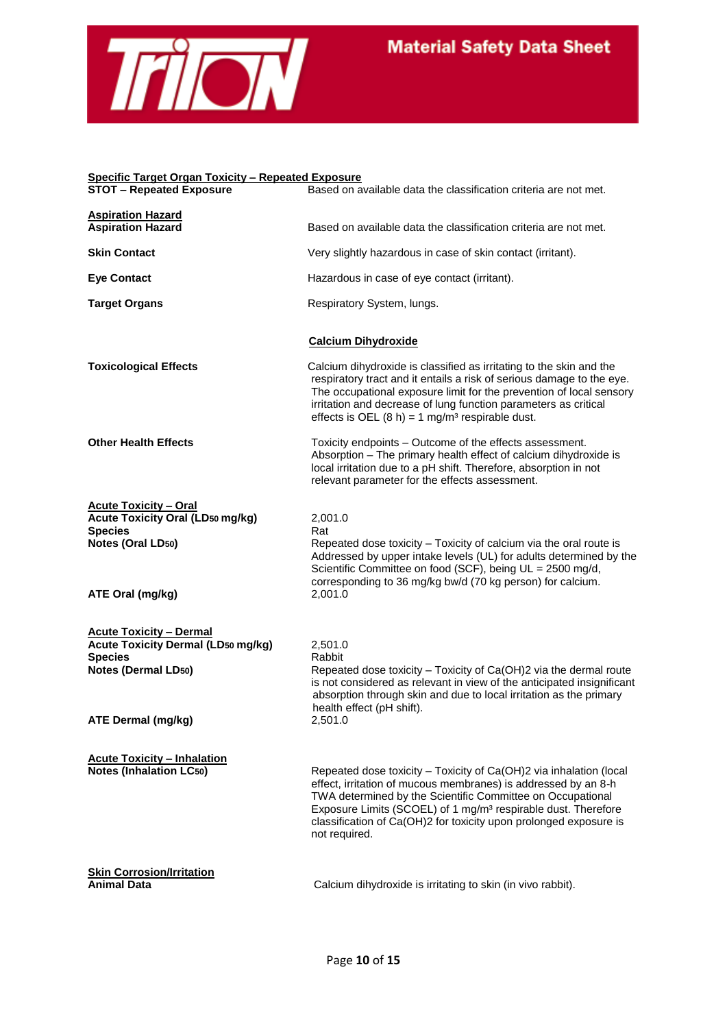#### Specific Target Organ Toxicity – Repeated Exposure

| | |
|---|---|
| **STOT – Repeated Exposure** | Based on available data the classification criteria are not met. |

#### Aspiration Hazard

| | |
|---|---|
| **Aspiration Hazard** | Based on available data the classification criteria are not met. |
| **Skin Contact** | Very slightly hazardous in case of skin contact (irritant). |
| **Eye Contact** | Hazardous in case of eye contact (irritant). |
| **Target Organs** | Respiratory System, lungs. |

#### Calcium Dihydroxide

| | |
|---|---|
| **Toxicological Effects** | Calcium dihydroxide is classified as irritating to the skin and the respiratory tract and it entails a risk of serious damage to the eye. The occupational exposure limit for the prevention of local sensory irritation and decrease of lung function parameters as critical effects is OEL (8 h) = 1 mg/m³ respirable dust. |
| **Other Health Effects** | Toxicity endpoints – Outcome of the effects assessment. Absorption – The primary health effect of calcium dihydroxide is local irritation due to a pH shift. Therefore, absorption in not relevant parameter for the effects assessment. |

#### Acute Toxicity – Oral

| | |
|---|---|
| **Acute Toxicity Oral ($LD_{50}$ mg/kg)** | 2,001.0 |
| **Species** | Rat |
| **Notes (Oral $LD_{50}$)** | Repeated dose toxicity – Toxicity of calcium via the oral route is Addressed by upper intake levels (UL) for adults determined by the Scientific Committee on food (SCF), being UL = 2500 mg/d, corresponding to 36 mg/kg bw/d (70 kg person) for calcium. |
| **ATE Oral (mg/kg)** | 2,001.0 |

#### Acute Toxicity – Dermal

| | |
|---|---|
| **Acute Toxicity Dermal ($LD_{50}$ mg/kg)** | 2,501.0 |
| **Species** | Rabbit |
| **Notes (Dermal $LD_{50}$)** | Repeated dose toxicity – Toxicity of $Ca(OH)_2$ via the dermal route is not considered as relevant in view of the anticipated insignificant absorption through skin and due to local irritation as the primary health effect (pH shift). |
| **ATE Dermal (mg/kg)** | 2,501.0 |

#### Acute Toxicity – Inhalation

| | |
|---|---|
| **Notes (Inhalation $LC_{50}$)** | Repeated dose toxicity – Toxicity of $Ca(OH)_2$ via inhalation (local effect, irritation of mucous membranes) is addressed by an 8-h TWA determined by the Scientific Committee on Occupational Exposure Limits (SCOEL) of 1 mg/m³ respirable dust. Therefore classification of $Ca(OH)_2$ for toxicity upon prolonged exposure is not required. |

#### Skin Corrosion/Irritation

| | |
|---|---|
| **Animal Data** | Calcium dihydroxide is irritating to skin (in vivo rabbit). |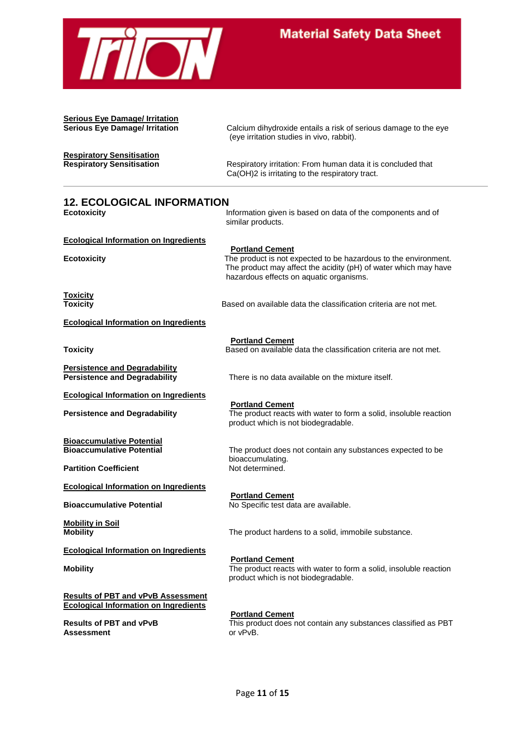**Serious Eye Damage/ Irritation**

| | |
|---|---|
| **Serious Eye Damage/ Irritation** | Calcium dihydroxide entails a risk of serious damage to the eye (eye irritation studies in vivo, rabbit). |

**Respiratory Sensitisation**

| | |
|---|---|
| **Respiratory Sensitisation** | Respiratory irritation: From human data it is concluded that $Ca(OH)_2$ is irritating to the respiratory tract. |

## 12. ECOLOGICAL INFORMATION

| | |
|---|---|
| **Ecotoxicity** | Information given is based on data of the components and of similar products. |

**Ecological Information on Ingredients**

**Portland Cement**

| | |
|---|---|
| **Ecotoxicity** | The product is not expected to be hazardous to the environment. The product may affect the acidity (pH) of water which may have hazardous effects on aquatic organisms. |

**Toxicity**

| | |
|---|---|
| **Toxicity** | Based on available data the classification criteria are not met. |

**Ecological Information on Ingredients**

**Portland Cement**

| | |
|---|---|
| **Toxicity** | Based on available data the classification criteria are not met. |

**Persistence and Degradability**

| | |
|---|---|
| **Persistence and Degradability** | There is no data available on the mixture itself. |

**Ecological Information on Ingredients**

**Portland Cement**

| | |
|---|---|
| **Persistence and Degradability** | The product reacts with water to form a solid, insoluble reaction product which is not biodegradable. |

**Bioaccumulative Potential**

| | |
|---|---|
| **Bioaccumulative Potential** | The product does not contain any substances expected to be bioaccumulating. |
| **Partition Coefficient** | Not determined. |

**Ecological Information on Ingredients**

**Portland Cement**

| | |
|---|---|
| **Bioaccumulative Potential** | No Specific test data are available. |

**Mobility in Soil**

| | |
|---|---|
| **Mobility** | The product hardens to a solid, immobile substance. |

**Ecological Information on Ingredients**

**Portland Cement**

| | |
|---|---|
| **Mobility** | The product reacts with water to form a solid, insoluble reaction product which is not biodegradable. |

**Results of PBT and vPvB Assessment**

**Ecological Information on Ingredients**

**Portland Cement**

| | |
|---|---|
| **Results of PBT and vPvB Assessment** | This product does not contain any substances classified as PBT or vPvB. |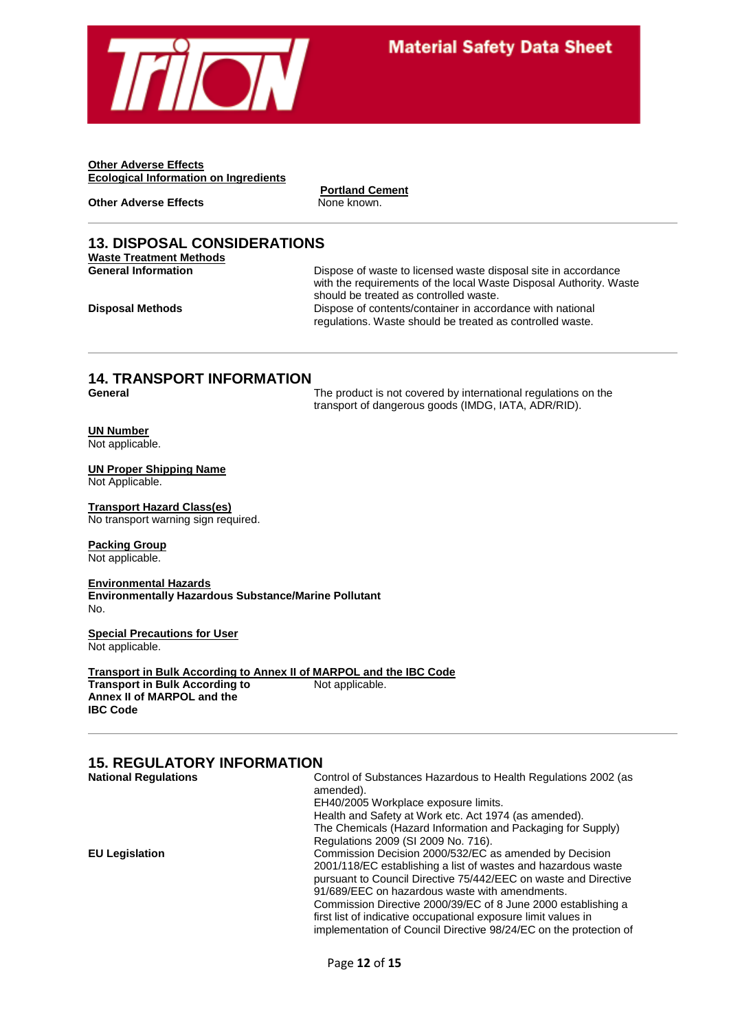**Other Adverse Effects**
**Ecological Information on Ingredients**

| | Portland Cement |
|---|---|
| **Other Adverse Effects** | None known. |

## 13. DISPOSAL CONSIDERATIONS

**Waste Treatment Methods**

**General Information** — Dispose of waste to licensed waste disposal site in accordance with the requirements of the local Waste Disposal Authority. Waste should be treated as controlled waste.

**Disposal Methods** — Dispose of contents/container in accordance with national regulations. Waste should be treated as controlled waste.

## 14. TRANSPORT INFORMATION

**General** — The product is not covered by international regulations on the transport of dangerous goods (IMDG, IATA, ADR/RID).

**UN Number**
Not applicable.

**UN Proper Shipping Name**
Not Applicable.

**Transport Hazard Class(es)**
No transport warning sign required.

**Packing Group**
Not applicable.

**Environmental Hazards**
**Environmentally Hazardous Substance/Marine Pollutant**
No.

**Special Precautions for User**
Not applicable.

**Transport in Bulk According to Annex II of MARPOL and the IBC Code**
**Transport in Bulk According to Annex II of MARPOL and the IBC Code** — Not applicable.

## 15. REGULATORY INFORMATION

**National Regulations** — Control of Substances Hazardous to Health Regulations 2002 (as amended).
EH40/2005 Workplace exposure limits.
Health and Safety at Work etc. Act 1974 (as amended).
The Chemicals (Hazard Information and Packaging for Supply) Regulations 2009 (SI 2009 No. 716).

**EU Legislation** — Commission Decision 2000/532/EC as amended by Decision 2001/118/EC establishing a list of wastes and hazardous waste pursuant to Council Directive 75/442/EEC on waste and Directive 91/689/EEC on hazardous waste with amendments.
Commission Directive 2000/39/EC of 8 June 2000 establishing a first list of indicative occupational exposure limit values in implementation of Council Directive 98/24/EC on the protection of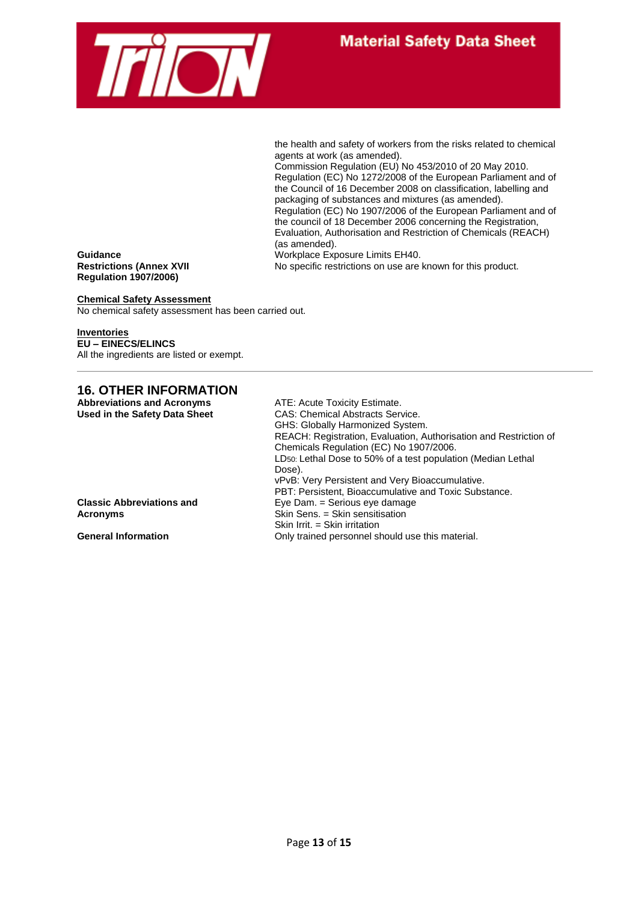the health and safety of workers from the risks related to chemical agents at work (as amended).
Commission Regulation (EU) No 453/2010 of 20 May 2010.
Regulation (EC) No 1272/2008 of the European Parliament and of the Council of 16 December 2008 on classification, labelling and packaging of substances and mixtures (as amended).
Regulation (EC) No 1907/2006 of the European Parliament and of the council of 18 December 2006 concerning the Registration, Evaluation, Authorisation and Restriction of Chemicals (REACH) (as amended).

**Guidance**
Workplace Exposure Limits EH40.

**Restrictions (Annex XVII Regulation 1907/2006)**
No specific restrictions on use are known for this product.

**Chemical Safety Assessment**

No chemical safety assessment has been carried out.

**Inventories**

**EU – EINECS/ELINCS**

All the ingredients are listed or exempt.

---

## 16. OTHER INFORMATION

**Abbreviations and Acronyms Used in the Safety Data Sheet**
ATE: Acute Toxicity Estimate.
CAS: Chemical Abstracts Service.
GHS: Globally Harmonized System.
REACH: Registration, Evaluation, Authorisation and Restriction of Chemicals Regulation (EC) No 1907/2006.
$LD_{50}$: Lethal Dose to 50% of a test population (Median Lethal Dose).
vPvB: Very Persistent and Very Bioaccumulative.
PBT: Persistent, Bioaccumulative and Toxic Substance.

**Classic Abbreviations and Acronyms**
Eye Dam. = Serious eye damage
Skin Sens. = Skin sensitisation
Skin Irrit. = Skin irritation

**General Information**
Only trained personnel should use this material.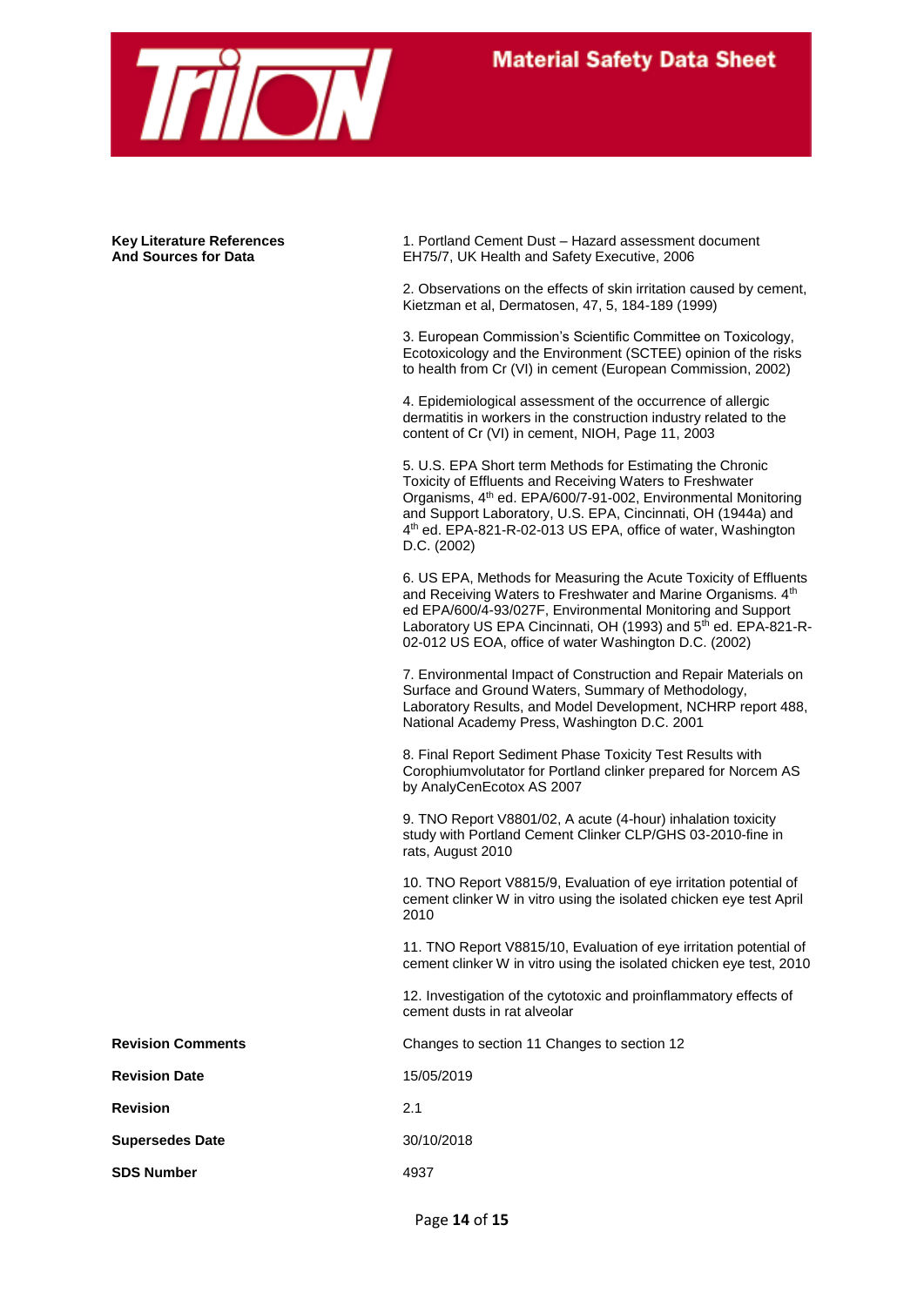**Key Literature References And Sources for Data**

1. Portland Cement Dust – Hazard assessment document EH75/7, UK Health and Safety Executive, 2006

2. Observations on the effects of skin irritation caused by cement, Kietzman et al, Dermatosen, 47, 5, 184-189 (1999)

3. European Commission's Scientific Committee on Toxicology, Ecotoxicology and the Environment (SCTEE) opinion of the risks to health from Cr (VI) in cement (European Commission, 2002)

4. Epidemiological assessment of the occurrence of allergic dermatitis in workers in the construction industry related to the content of Cr (VI) in cement, NIOH, Page 11, 2003

5. U.S. EPA Short term Methods for Estimating the Chronic Toxicity of Effluents and Receiving Waters to Freshwater Organisms, 4th ed. EPA/600/7-91-002, Environmental Monitoring and Support Laboratory, U.S. EPA, Cincinnati, OH (1944a) and 4th ed. EPA-821-R-02-013 US EPA, office of water, Washington D.C. (2002)

6. US EPA, Methods for Measuring the Acute Toxicity of Effluents and Receiving Waters to Freshwater and Marine Organisms. 4th ed EPA/600/4-93/027F, Environmental Monitoring and Support Laboratory US EPA Cincinnati, OH (1993) and 5th ed. EPA-821-R-02-012 US EOA, office of water Washington D.C. (2002)

7. Environmental Impact of Construction and Repair Materials on Surface and Ground Waters, Summary of Methodology, Laboratory Results, and Model Development, NCHRP report 488, National Academy Press, Washington D.C. 2001

8. Final Report Sediment Phase Toxicity Test Results with Corophiumvolutator for Portland clinker prepared for Norcem AS by AnalyCenEcotox AS 2007

9. TNO Report V8801/02, A acute (4-hour) inhalation toxicity study with Portland Cement Clinker CLP/GHS 03-2010-fine in rats, August 2010

10. TNO Report V8815/9, Evaluation of eye irritation potential of cement clinker W in vitro using the isolated chicken eye test April 2010

11. TNO Report V8815/10, Evaluation of eye irritation potential of cement clinker W in vitro using the isolated chicken eye test, 2010

12. Investigation of the cytotoxic and proinflammatory effects of cement dusts in rat alveolar

**Revision Comments** — Changes to section 11 Changes to section 12

**Revision Date** — 15/05/2019

**Revision** — 2.1

**Supersedes Date** — 30/10/2018

**SDS Number** — 4937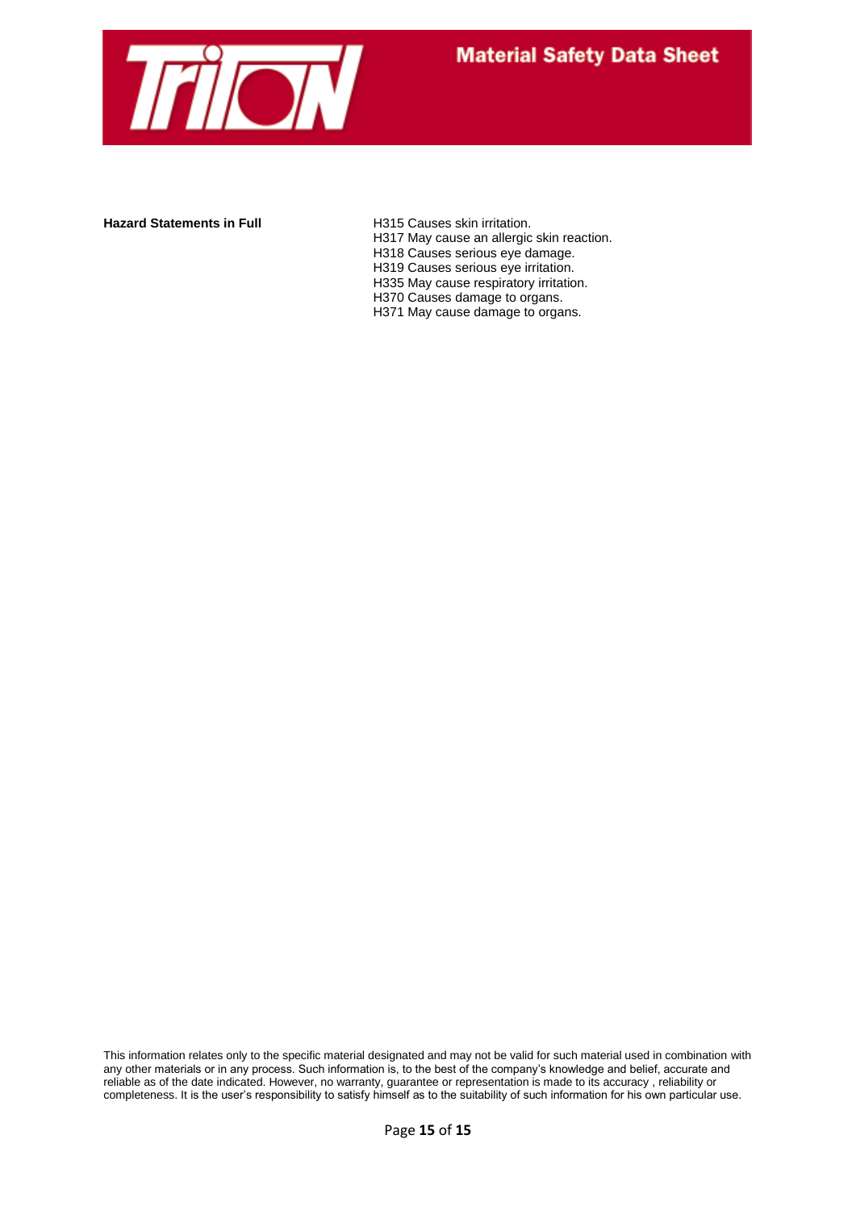**Hazard Statements in Full**

H315 Causes skin irritation.
H317 May cause an allergic skin reaction.
H318 Causes serious eye damage.
H319 Causes serious eye irritation.
H335 May cause respiratory irritation.
H370 Causes damage to organs.
H371 May cause damage to organs.

This information relates only to the specific material designated and may not be valid for such material used in combination with any other materials or in any process. Such information is, to the best of the company's knowledge and belief, accurate and reliable as of the date indicated. However, no warranty, guarantee or representation is made to its accuracy , reliability or completeness. It is the user's responsibility to satisfy himself as to the suitability of such information for his own particular use.